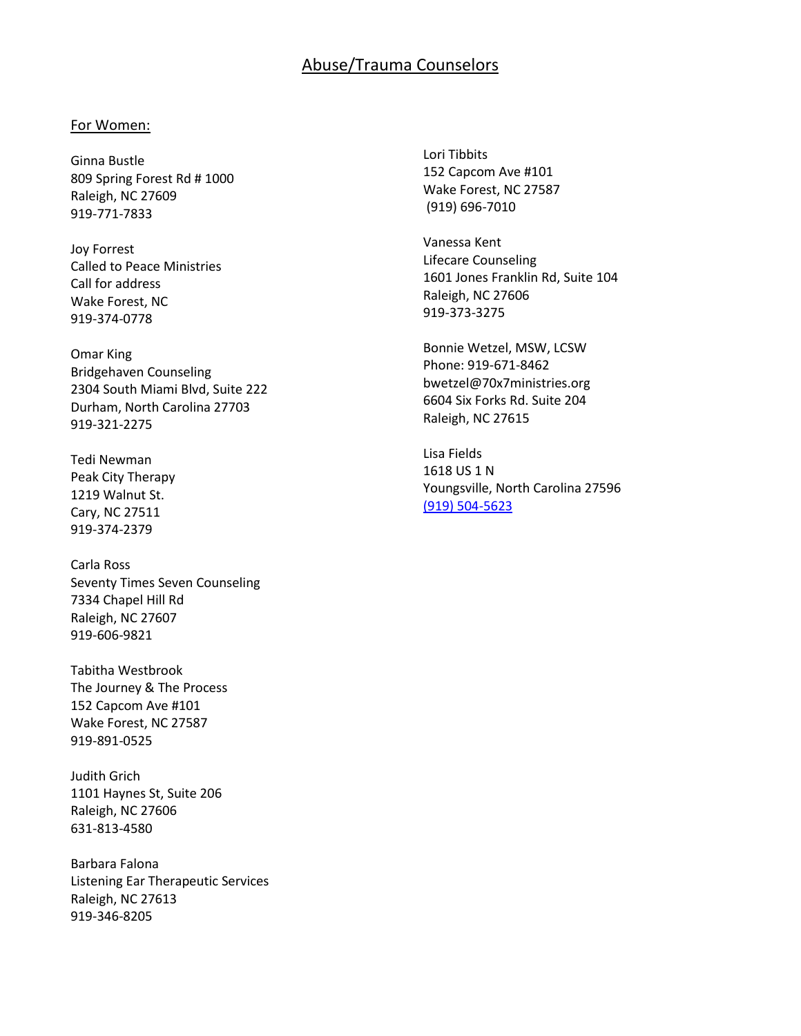# Abuse/Trauma Counselors

## For Women:

Ginna Bustle
809 Spring Forest Rd # 1000
Raleigh, NC 27609
919-771-7833

Joy Forrest
Called to Peace Ministries
Call for address
Wake Forest, NC
919-374-0778

Omar King
Bridgehaven Counseling
2304 South Miami Blvd, Suite 222
Durham, North Carolina 27703
919-321-2275

Tedi Newman
Peak City Therapy
1219 Walnut St.
Cary, NC 27511
919-374-2379

Carla Ross
Seventy Times Seven Counseling
7334 Chapel Hill Rd
Raleigh, NC 27607
919-606-9821

Tabitha Westbrook
The Journey & The Process
152 Capcom Ave #101
Wake Forest, NC 27587
919-891-0525

Judith Grich
1101 Haynes St, Suite 206
Raleigh, NC 27606
631-813-4580

Barbara Falona
Listening Ear Therapeutic Services
Raleigh, NC 27613
919-346-8205

Lori Tibbits
152 Capcom Ave #101
Wake Forest, NC 27587
(919) 696-7010

Vanessa Kent
Lifecare Counseling
1601 Jones Franklin Rd, Suite 104
Raleigh, NC 27606
919-373-3275

Bonnie Wetzel, MSW, LCSW
Phone: 919-671-8462
bwetzel@70x7ministries.org
6604 Six Forks Rd. Suite 204
Raleigh, NC 27615

Lisa Fields
1618 US 1 N
Youngsville, North Carolina 27596
(919) 504-5623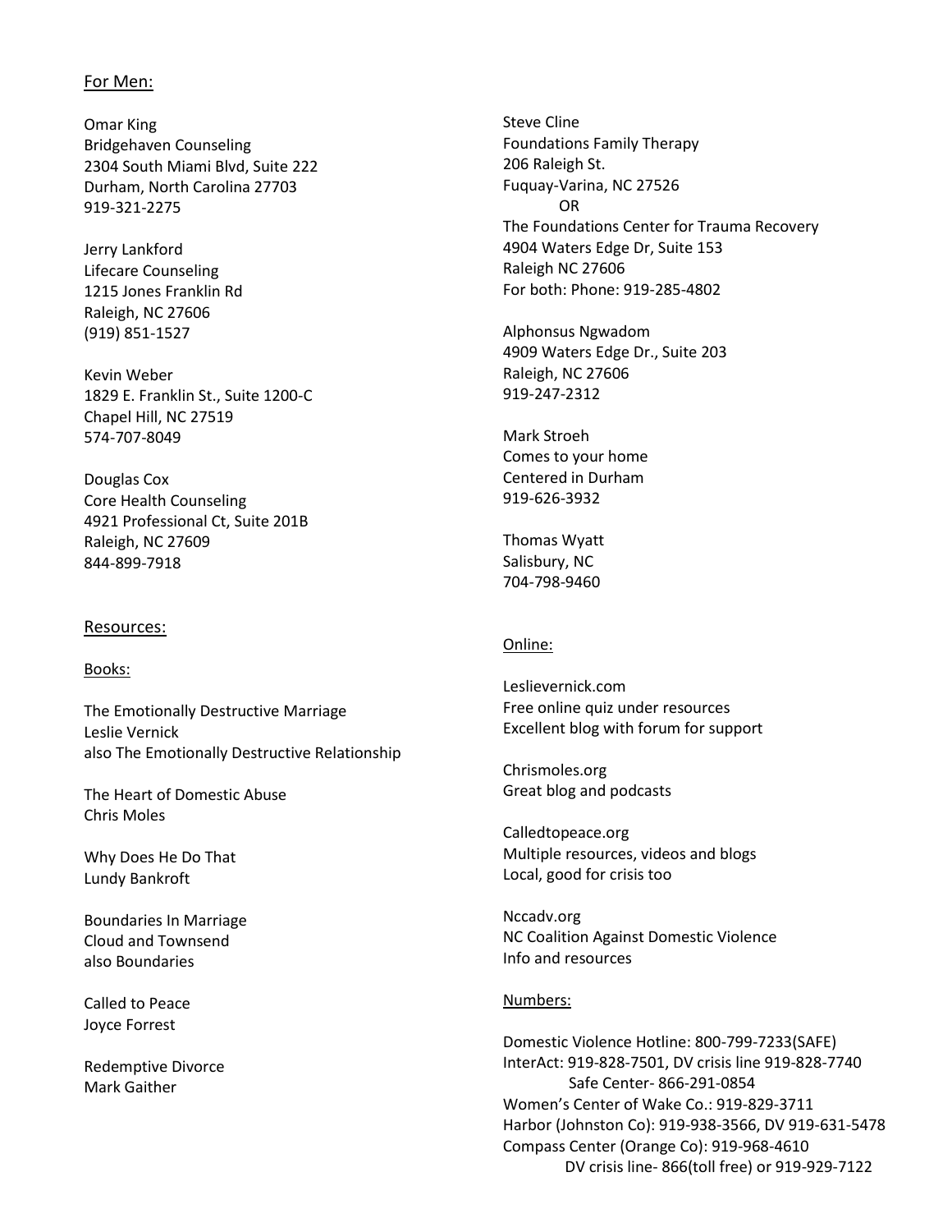## For Men:

Omar King
Bridgehaven Counseling
2304 South Miami Blvd, Suite 222
Durham, North Carolina 27703
919-321-2275

Jerry Lankford
Lifecare Counseling
1215 Jones Franklin Rd
Raleigh, NC 27606
(919) 851-1527

Kevin Weber
1829 E. Franklin St., Suite 1200-C
Chapel Hill, NC 27519
574-707-8049

Douglas Cox
Core Health Counseling
4921 Professional Ct, Suite 201B
Raleigh, NC 27609
844-899-7918

Steve Cline
Foundations Family Therapy
206 Raleigh St.
Fuquay-Varina, NC 27526
OR
The Foundations Center for Trauma Recovery
4904 Waters Edge Dr, Suite 153
Raleigh NC 27606
For both: Phone: 919-285-4802

Alphonsus Ngwadom
4909 Waters Edge Dr., Suite 203
Raleigh, NC 27606
919-247-2312

Mark Stroeh
Comes to your home
Centered in Durham
919-626-3932

Thomas Wyatt
Salisbury, NC
704-798-9460

## Resources:

### Books:

The Emotionally Destructive Marriage
Leslie Vernick
also The Emotionally Destructive Relationship

The Heart of Domestic Abuse
Chris Moles

Why Does He Do That
Lundy Bankroft

Boundaries In Marriage
Cloud and Townsend
also Boundaries

Called to Peace
Joyce Forrest

Redemptive Divorce
Mark Gaither

### Online:

Leslievernick.com
Free online quiz under resources
Excellent blog with forum for support

Chrismoles.org
Great blog and podcasts

Calledtopeace.org
Multiple resources, videos and blogs
Local, good for crisis too

Nccadv.org
NC Coalition Against Domestic Violence
Info and resources

### Numbers:

Domestic Violence Hotline: 800-799-7233(SAFE)
InterAct: 919-828-7501, DV crisis line 919-828-7740
Safe Center- 866-291-0854
Women's Center of Wake Co.: 919-829-3711
Harbor (Johnston Co): 919-938-3566, DV 919-631-5478
Compass Center (Orange Co): 919-968-4610
DV crisis line- 866(toll free) or 919-929-7122